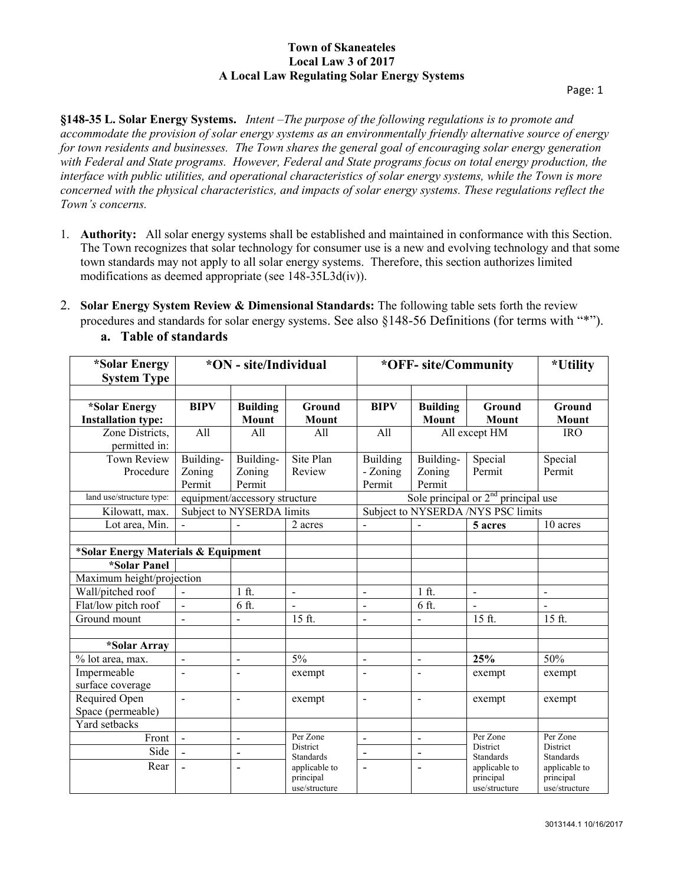**Town of Skaneateles**
**Local Law 3 of 2017**
**A Local Law Regulating Solar Energy Systems**

**§148-35 L. Solar Energy Systems.** *Intent –The purpose of the following regulations is to promote and accommodate the provision of solar energy systems as an environmentally friendly alternative source of energy for town residents and businesses. The Town shares the general goal of encouraging solar energy generation with Federal and State programs. However, Federal and State programs focus on total energy production, the interface with public utilities, and operational characteristics of solar energy systems, while the Town is more concerned with the physical characteristics, and impacts of solar energy systems. These regulations reflect the Town's concerns.*

1. **Authority:** All solar energy systems shall be established and maintained in conformance with this Section. The Town recognizes that solar technology for consumer use is a new and evolving technology and that some town standards may not apply to all solar energy systems. Therefore, this section authorizes limited modifications as deemed appropriate (see 148-35L3d(iv)).

2. **Solar Energy System Review & Dimensional Standards:** The following table sets forth the review procedures and standards for solar energy systems. See also §148-56 Definitions (for terms with "*").

   **a. Table of standards**

| **\*Solar Energy System Type** | **\*ON - site/Individual** | | | **\*OFF- site/Community** | | | **\*Utility** |
|---|---|---|---|---|---|---|---|
| | | | | | | | |
| **\*Solar Energy Installation type:** | **BIPV** | **Building Mount** | **Ground Mount** | **BIPV** | **Building Mount** | **Ground Mount** | **Ground Mount** |
| Zone Districts, permitted in: | All | All | All | All | All except HM | | IRO |
| Town Review Procedure | Building-Zoning Permit | Building-Zoning Permit | Site Plan Review | Building - Zoning Permit | Building-Zoning Permit | Special Permit | Special Permit |
| land use/structure type: | equipment/accessory structure | | | Sole principal or 2nd principal use | | | |
| Kilowatt, max. | Subject to NYSERDA limits | | | Subject to NYSERDA /NYS PSC limits | | | |
| Lot area, Min. | - | - | 2 acres | - | - | **5 acres** | 10 acres |
| | | | | | | | |
| **\*Solar Energy Materials & Equipment** | | | | | | | |
| **\*Solar Panel** | | | | | | | |
| Maximum height/projection | | | | | | | |
| Wall/pitched roof | - | 1 ft. | - | - | 1 ft. | - | - |
| Flat/low pitch roof | - | 6 ft. | - | - | 6 ft. | - | - |
| Ground mount | - | - | 15 ft. | - | - | 15 ft. | 15 ft. |
| | | | | | | | |
| **\*Solar Array** | | | | | | | |
| % lot area, max. | - | - | 5% | - | - | **25%** | 50% |
| Impermeable surface coverage | - | - | exempt | - | - | exempt | exempt |
| Required Open Space (permeable) | - | - | exempt | - | - | exempt | exempt |
| Yard setbacks | | | | | | | |
| Front | - | - | Per Zone District Standards applicable to principal use/structure | - | - | Per Zone District Standards applicable to principal use/structure | Per Zone District Standards applicable to principal use/structure |
| Side | - | - | | - | - | | |
| Rear | - | - | | - | - | | |

3013144.1 10/16/2017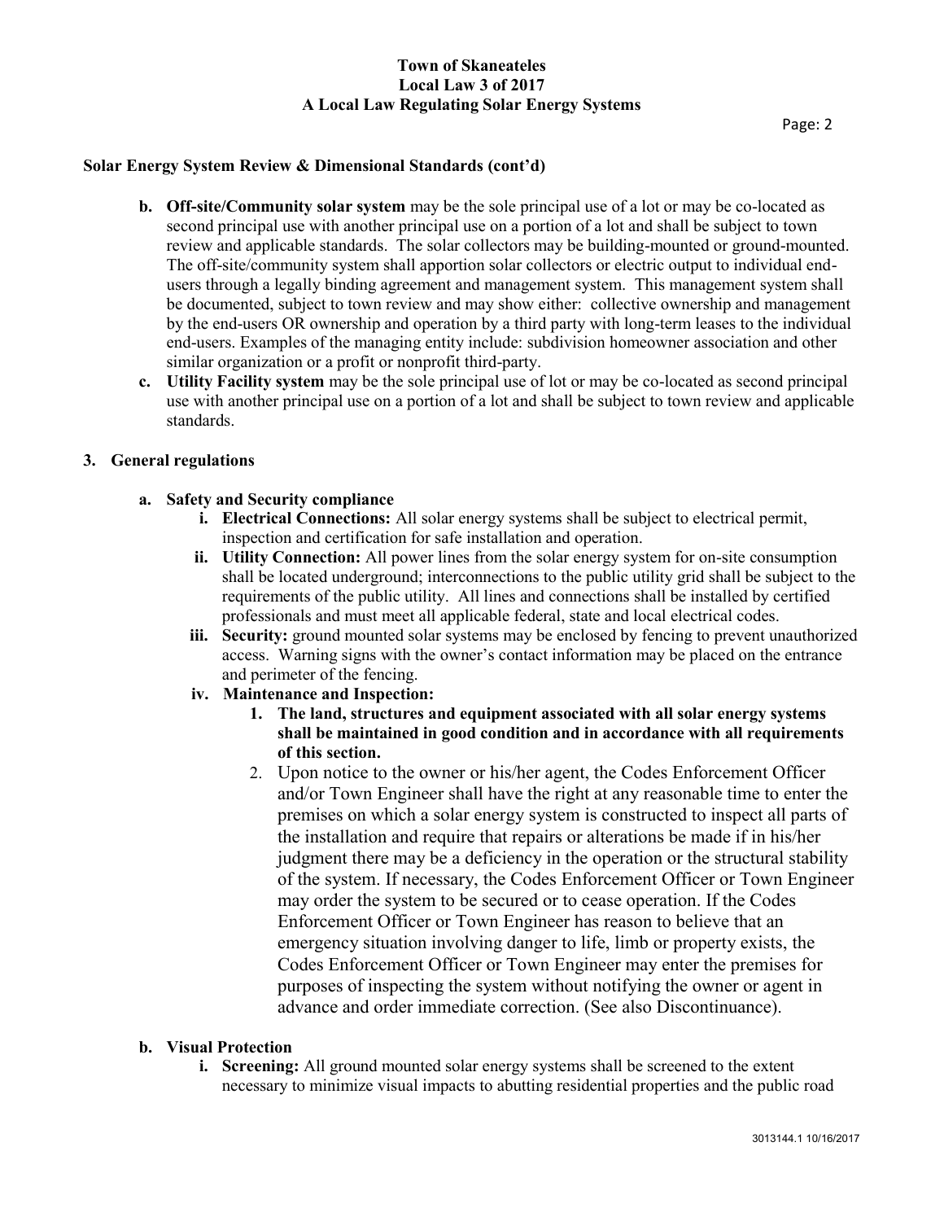**Solar Energy System Review & Dimensional Standards (cont'd)**

- **b. Off-site/Community solar system** may be the sole principal use of a lot or may be co-located as second principal use with another principal use on a portion of a lot and shall be subject to town review and applicable standards. The solar collectors may be building-mounted or ground-mounted. The off-site/community system shall apportion solar collectors or electric output to individual end-users through a legally binding agreement and management system. This management system shall be documented, subject to town review and may show either: collective ownership and management by the end-users OR ownership and operation by a third party with long-term leases to the individual end-users. Examples of the managing entity include: subdivision homeowner association and other similar organization or a profit or nonprofit third-party.
- **c. Utility Facility system** may be the sole principal use of lot or may be co-located as second principal use with another principal use on a portion of a lot and shall be subject to town review and applicable standards.

## 3. General regulations

### a. Safety and Security compliance

- **i. Electrical Connections:** All solar energy systems shall be subject to electrical permit, inspection and certification for safe installation and operation.
- **ii. Utility Connection:** All power lines from the solar energy system for on-site consumption shall be located underground; interconnections to the public utility grid shall be subject to the requirements of the public utility. All lines and connections shall be installed by certified professionals and must meet all applicable federal, state and local electrical codes.
- **iii. Security:** ground mounted solar systems may be enclosed by fencing to prevent unauthorized access. Warning signs with the owner's contact information may be placed on the entrance and perimeter of the fencing.
- **iv. Maintenance and Inspection:**
  1. **The land, structures and equipment associated with all solar energy systems shall be maintained in good condition and in accordance with all requirements of this section.**
  2. Upon notice to the owner or his/her agent, the Codes Enforcement Officer and/or Town Engineer shall have the right at any reasonable time to enter the premises on which a solar energy system is constructed to inspect all parts of the installation and require that repairs or alterations be made if in his/her judgment there may be a deficiency in the operation or the structural stability of the system. If necessary, the Codes Enforcement Officer or Town Engineer may order the system to be secured or to cease operation. If the Codes Enforcement Officer or Town Engineer has reason to believe that an emergency situation involving danger to life, limb or property exists, the Codes Enforcement Officer or Town Engineer may enter the premises for purposes of inspecting the system without notifying the owner or agent in advance and order immediate correction. (See also Discontinuance).

### b. Visual Protection

- **i. Screening:** All ground mounted solar energy systems shall be screened to the extent necessary to minimize visual impacts to abutting residential properties and the public road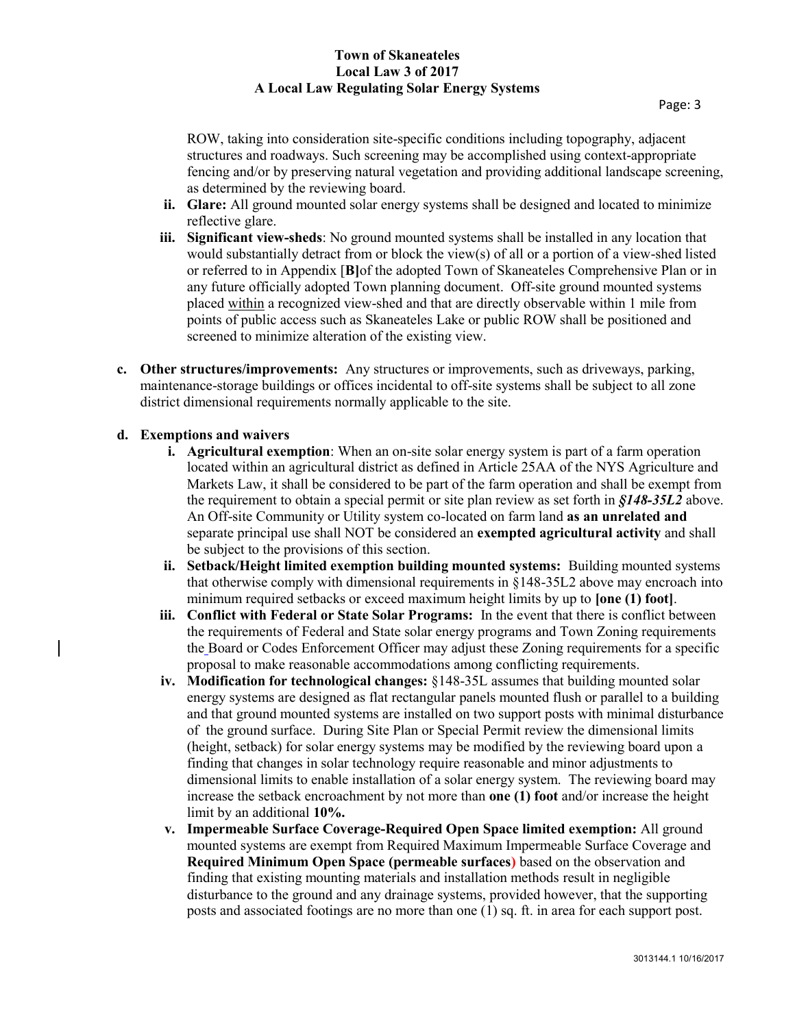ROW, taking into consideration site-specific conditions including topography, adjacent structures and roadways. Such screening may be accomplished using context-appropriate fencing and/or by preserving natural vegetation and providing additional landscape screening, as determined by the reviewing board.

ii. **Glare:** All ground mounted solar energy systems shall be designed and located to minimize reflective glare.

iii. **Significant view-sheds**: No ground mounted systems shall be installed in any location that would substantially detract from or block the view(s) of all or a portion of a view-shed listed or referred to in Appendix [**B]**of the adopted Town of Skaneateles Comprehensive Plan or in any future officially adopted Town planning document. Off-site ground mounted systems placed within a recognized view-shed and that are directly observable within 1 mile from points of public access such as Skaneateles Lake or public ROW shall be positioned and screened to minimize alteration of the existing view.

**c. Other structures/improvements:** Any structures or improvements, such as driveways, parking, maintenance-storage buildings or offices incidental to off-site systems shall be subject to all zone district dimensional requirements normally applicable to the site.

**d. Exemptions and waivers**

i. **Agricultural exemption**: When an on-site solar energy system is part of a farm operation located within an agricultural district as defined in Article 25AA of the NYS Agriculture and Markets Law, it shall be considered to be part of the farm operation and shall be exempt from the requirement to obtain a special permit or site plan review as set forth in ***§148-35L2*** above. An Off-site Community or Utility system co-located on farm land **as an unrelated and** separate principal use shall NOT be considered an **exempted agricultural activity** and shall be subject to the provisions of this section.

ii. **Setback/Height limited exemption building mounted systems:** Building mounted systems that otherwise comply with dimensional requirements in §148-35L2 above may encroach into minimum required setbacks or exceed maximum height limits by up to **[one (1) foot]**.

iii. **Conflict with Federal or State Solar Programs:** In the event that there is conflict between the requirements of Federal and State solar energy programs and Town Zoning requirements the Board or Codes Enforcement Officer may adjust these Zoning requirements for a specific proposal to make reasonable accommodations among conflicting requirements.

iv. **Modification for technological changes:** §148-35L assumes that building mounted solar energy systems are designed as flat rectangular panels mounted flush or parallel to a building and that ground mounted systems are installed on two support posts with minimal disturbance of the ground surface. During Site Plan or Special Permit review the dimensional limits (height, setback) for solar energy systems may be modified by the reviewing board upon a finding that changes in solar technology require reasonable and minor adjustments to dimensional limits to enable installation of a solar energy system. The reviewing board may increase the setback encroachment by not more than **one (1) foot** and/or increase the height limit by an additional **10%.**

v. **Impermeable Surface Coverage-Required Open Space limited exemption:** All ground mounted systems are exempt from Required Maximum Impermeable Surface Coverage and **Required Minimum Open Space (permeable surfaces)** based on the observation and finding that existing mounting materials and installation methods result in negligible disturbance to the ground and any drainage systems, provided however, that the supporting posts and associated footings are no more than one (1) sq. ft. in area for each support post.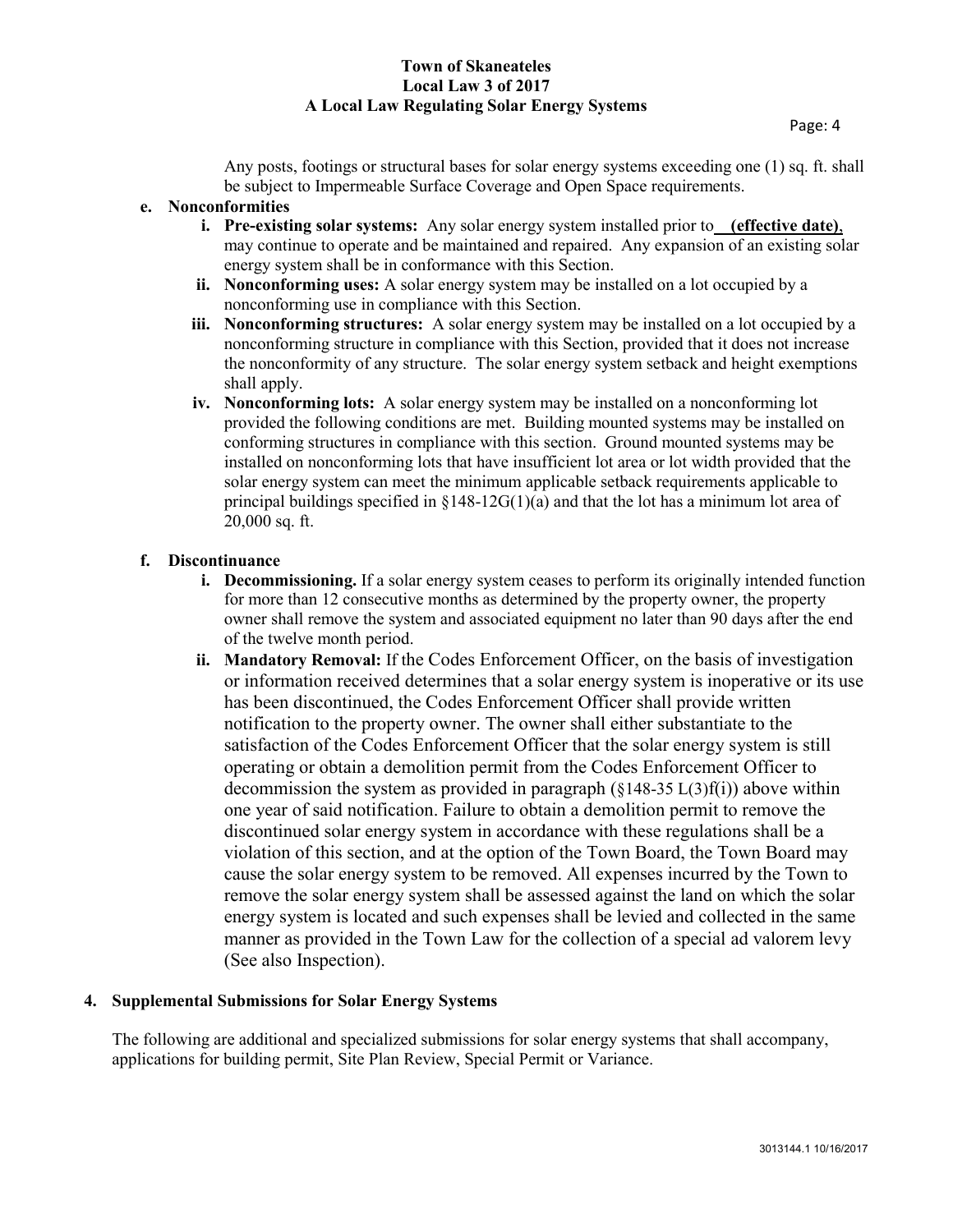Any posts, footings or structural bases for solar energy systems exceeding one (1) sq. ft. shall be subject to Impermeable Surface Coverage and Open Space requirements.

**e. Nonconformities**

i. **Pre-existing solar systems:** Any solar energy system installed prior to **(effective date)**, may continue to operate and be maintained and repaired. Any expansion of an existing solar energy system shall be in conformance with this Section.

ii. **Nonconforming uses:** A solar energy system may be installed on a lot occupied by a nonconforming use in compliance with this Section.

iii. **Nonconforming structures:** A solar energy system may be installed on a lot occupied by a nonconforming structure in compliance with this Section, provided that it does not increase the nonconformity of any structure. The solar energy system setback and height exemptions shall apply.

iv. **Nonconforming lots:** A solar energy system may be installed on a nonconforming lot provided the following conditions are met. Building mounted systems may be installed on conforming structures in compliance with this section. Ground mounted systems may be installed on nonconforming lots that have insufficient lot area or lot width provided that the solar energy system can meet the minimum applicable setback requirements applicable to principal buildings specified in §148-12G(1)(a) and that the lot has a minimum lot area of 20,000 sq. ft.

**f. Discontinuance**

i. **Decommissioning.** If a solar energy system ceases to perform its originally intended function for more than 12 consecutive months as determined by the property owner, the property owner shall remove the system and associated equipment no later than 90 days after the end of the twelve month period.

ii. **Mandatory Removal:** If the Codes Enforcement Officer, on the basis of investigation or information received determines that a solar energy system is inoperative or its use has been discontinued, the Codes Enforcement Officer shall provide written notification to the property owner. The owner shall either substantiate to the satisfaction of the Codes Enforcement Officer that the solar energy system is still operating or obtain a demolition permit from the Codes Enforcement Officer to decommission the system as provided in paragraph (§148-35 L(3)f(i)) above within one year of said notification. Failure to obtain a demolition permit to remove the discontinued solar energy system in accordance with these regulations shall be a violation of this section, and at the option of the Town Board, the Town Board may cause the solar energy system to be removed. All expenses incurred by the Town to remove the solar energy system shall be assessed against the land on which the solar energy system is located and such expenses shall be levied and collected in the same manner as provided in the Town Law for the collection of a special ad valorem levy (See also Inspection).

**4. Supplemental Submissions for Solar Energy Systems**

The following are additional and specialized submissions for solar energy systems that shall accompany, applications for building permit, Site Plan Review, Special Permit or Variance.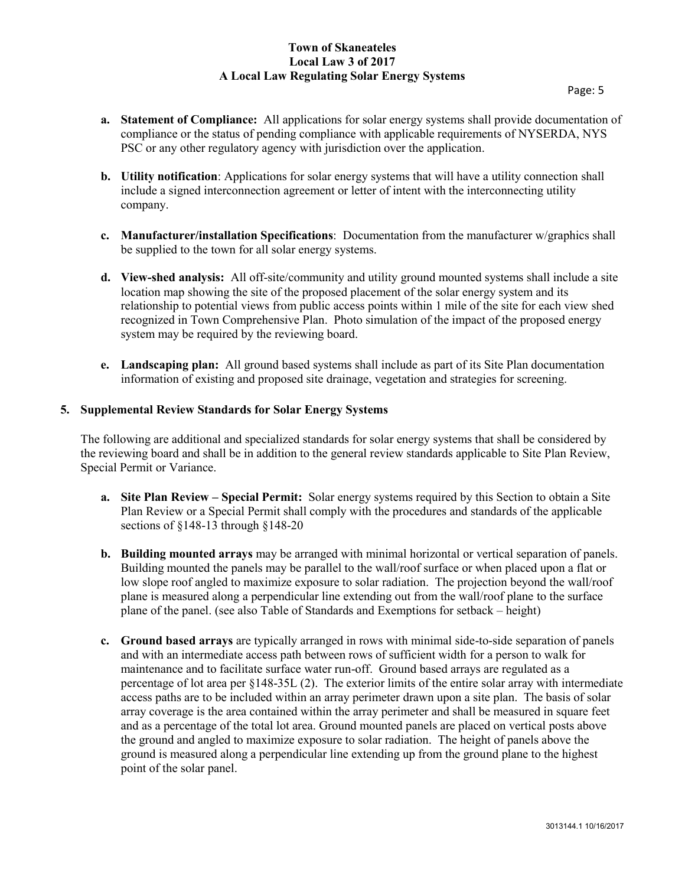- **a. Statement of Compliance:** All applications for solar energy systems shall provide documentation of compliance or the status of pending compliance with applicable requirements of NYSERDA, NYS PSC or any other regulatory agency with jurisdiction over the application.

- **b. Utility notification**: Applications for solar energy systems that will have a utility connection shall include a signed interconnection agreement or letter of intent with the interconnecting utility company.

- **c. Manufacturer/installation Specifications**: Documentation from the manufacturer w/graphics shall be supplied to the town for all solar energy systems.

- **d. View-shed analysis:** All off-site/community and utility ground mounted systems shall include a site location map showing the site of the proposed placement of the solar energy system and its relationship to potential views from public access points within 1 mile of the site for each view shed recognized in Town Comprehensive Plan. Photo simulation of the impact of the proposed energy system may be required by the reviewing board.

- **e. Landscaping plan:** All ground based systems shall include as part of its Site Plan documentation information of existing and proposed site drainage, vegetation and strategies for screening.

## 5. Supplemental Review Standards for Solar Energy Systems

The following are additional and specialized standards for solar energy systems that shall be considered by the reviewing board and shall be in addition to the general review standards applicable to Site Plan Review, Special Permit or Variance.

- **a. Site Plan Review – Special Permit:** Solar energy systems required by this Section to obtain a Site Plan Review or a Special Permit shall comply with the procedures and standards of the applicable sections of §148-13 through §148-20

- **b. Building mounted arrays** may be arranged with minimal horizontal or vertical separation of panels. Building mounted the panels may be parallel to the wall/roof surface or when placed upon a flat or low slope roof angled to maximize exposure to solar radiation. The projection beyond the wall/roof plane is measured along a perpendicular line extending out from the wall/roof plane to the surface plane of the panel. (see also Table of Standards and Exemptions for setback – height)

- **c. Ground based arrays** are typically arranged in rows with minimal side-to-side separation of panels and with an intermediate access path between rows of sufficient width for a person to walk for maintenance and to facilitate surface water run-off. Ground based arrays are regulated as a percentage of lot area per §148-35L (2). The exterior limits of the entire solar array with intermediate access paths are to be included within an array perimeter drawn upon a site plan. The basis of solar array coverage is the area contained within the array perimeter and shall be measured in square feet and as a percentage of the total lot area. Ground mounted panels are placed on vertical posts above the ground and angled to maximize exposure to solar radiation. The height of panels above the ground is measured along a perpendicular line extending up from the ground plane to the highest point of the solar panel.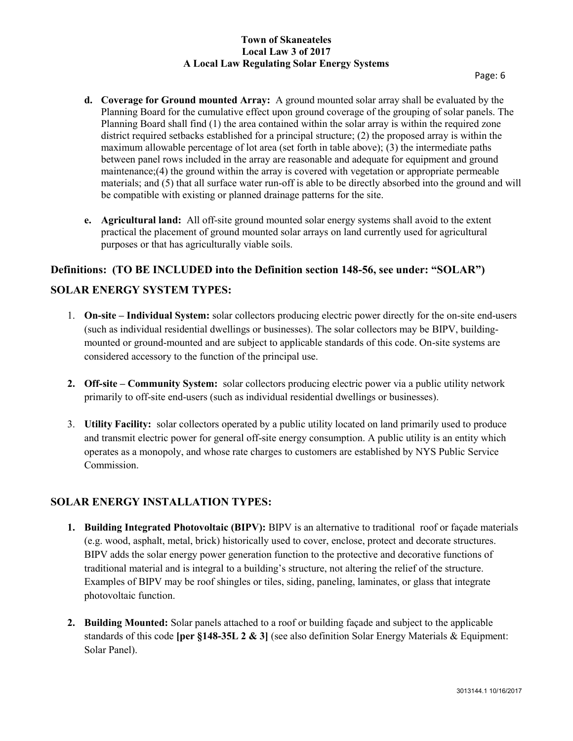- **d. Coverage for Ground mounted Array:** A ground mounted solar array shall be evaluated by the Planning Board for the cumulative effect upon ground coverage of the grouping of solar panels. The Planning Board shall find (1) the area contained within the solar array is within the required zone district required setbacks established for a principal structure; (2) the proposed array is within the maximum allowable percentage of lot area (set forth in table above); (3) the intermediate paths between panel rows included in the array are reasonable and adequate for equipment and ground maintenance;(4) the ground within the array is covered with vegetation or appropriate permeable materials; and (5) that all surface water run-off is able to be directly absorbed into the ground and will be compatible with existing or planned drainage patterns for the site.

- **e. Agricultural land:** All off-site ground mounted solar energy systems shall avoid to the extent practical the placement of ground mounted solar arrays on land currently used for agricultural purposes or that has agriculturally viable soils.

## Definitions: (TO BE INCLUDED into the Definition section 148-56, see under: "SOLAR")

## SOLAR ENERGY SYSTEM TYPES:

1. **On-site – Individual System:** solar collectors producing electric power directly for the on-site end-users (such as individual residential dwellings or businesses). The solar collectors may be BIPV, building-mounted or ground-mounted and are subject to applicable standards of this code. On-site systems are considered accessory to the function of the principal use.

2. **Off-site – Community System:** solar collectors producing electric power via a public utility network primarily to off-site end-users (such as individual residential dwellings or businesses).

3. **Utility Facility:** solar collectors operated by a public utility located on land primarily used to produce and transmit electric power for general off-site energy consumption. A public utility is an entity which operates as a monopoly, and whose rate charges to customers are established by NYS Public Service Commission.

## SOLAR ENERGY INSTALLATION TYPES:

1. **Building Integrated Photovoltaic (BIPV):** BIPV is an alternative to traditional roof or façade materials (e.g. wood, asphalt, metal, brick) historically used to cover, enclose, protect and decorate structures. BIPV adds the solar energy power generation function to the protective and decorative functions of traditional material and is integral to a building's structure, not altering the relief of the structure. Examples of BIPV may be roof shingles or tiles, siding, paneling, laminates, or glass that integrate photovoltaic function.

2. **Building Mounted:** Solar panels attached to a roof or building façade and subject to the applicable standards of this code **[per §148-35L 2 & 3]** (see also definition Solar Energy Materials & Equipment: Solar Panel).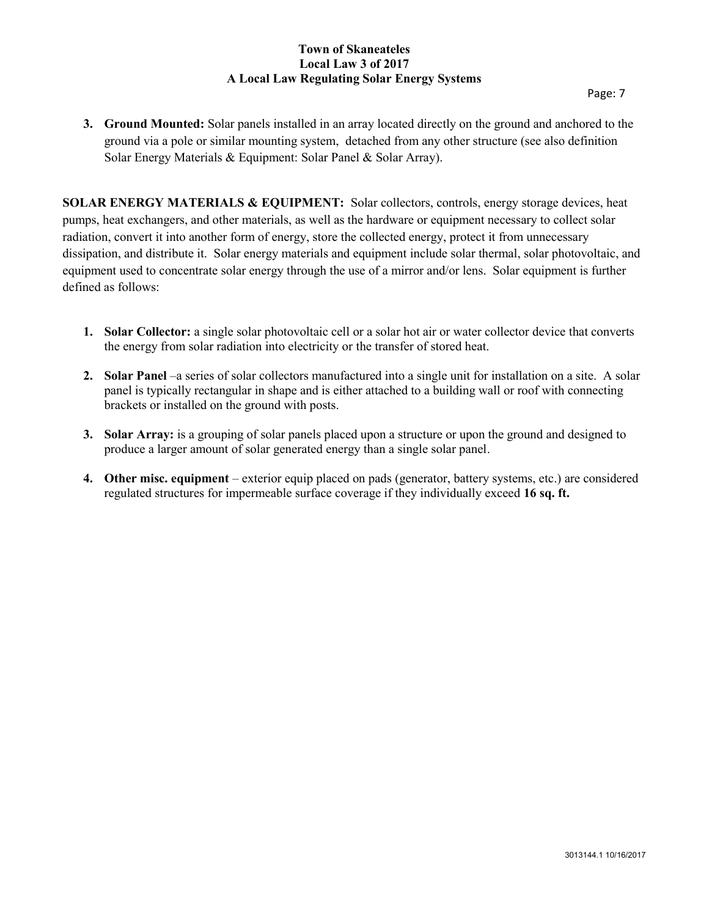3. **Ground Mounted:** Solar panels installed in an array located directly on the ground and anchored to the ground via a pole or similar mounting system, detached from any other structure (see also definition Solar Energy Materials & Equipment: Solar Panel & Solar Array).

**SOLAR ENERGY MATERIALS & EQUIPMENT:** Solar collectors, controls, energy storage devices, heat pumps, heat exchangers, and other materials, as well as the hardware or equipment necessary to collect solar radiation, convert it into another form of energy, store the collected energy, protect it from unnecessary dissipation, and distribute it. Solar energy materials and equipment include solar thermal, solar photovoltaic, and equipment used to concentrate solar energy through the use of a mirror and/or lens. Solar equipment is further defined as follows:

1. **Solar Collector:** a single solar photovoltaic cell or a solar hot air or water collector device that converts the energy from solar radiation into electricity or the transfer of stored heat.
2. **Solar Panel** –a series of solar collectors manufactured into a single unit for installation on a site. A solar panel is typically rectangular in shape and is either attached to a building wall or roof with connecting brackets or installed on the ground with posts.
3. **Solar Array:** is a grouping of solar panels placed upon a structure or upon the ground and designed to produce a larger amount of solar generated energy than a single solar panel.
4. **Other misc. equipment** – exterior equip placed on pads (generator, battery systems, etc.) are considered regulated structures for impermeable surface coverage if they individually exceed **16 sq. ft.**

3013144.1 10/16/2017